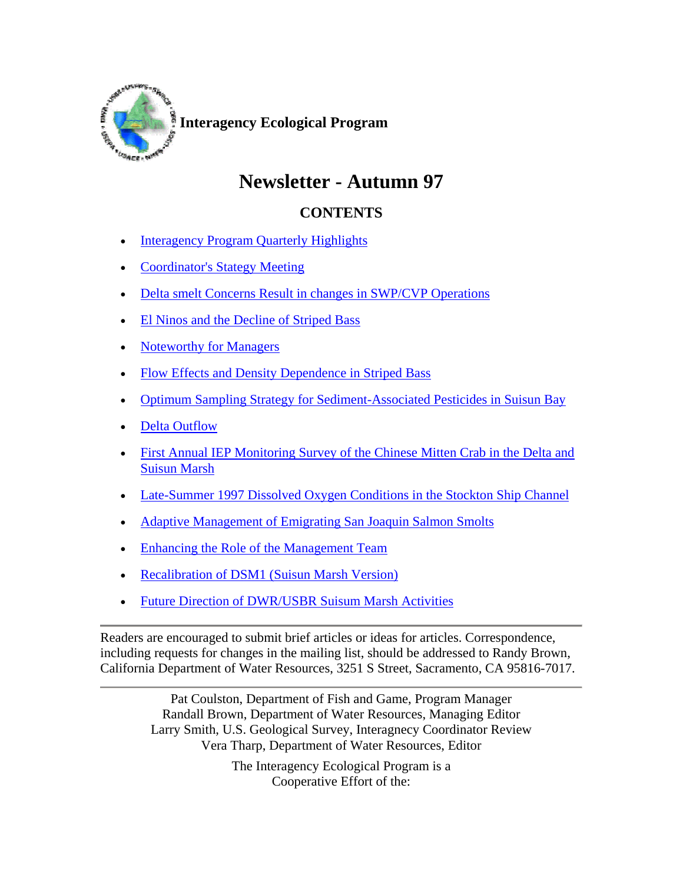**Interagency Ecological Program**

# Newsletter - Autumn 97

## CONTENTS

- Interagency Program Quarterly Highlights
- Coordinator's Stategy Meeting
- Delta smelt Concerns Result in changes in SWP/CVP Operations
- El Ninos and the Decline of Striped Bass
- Noteworthy for Managers
- Flow Effects and Density Dependence in Striped Bass
- Optimum Sampling Strategy for Sediment-Associated Pesticides in Suisun Bay
- Delta Outflow
- First Annual IEP Monitoring Survey of the Chinese Mitten Crab in the Delta and Suisun Marsh
- Late-Summer 1997 Dissolved Oxygen Conditions in the Stockton Ship Channel
- Adaptive Management of Emigrating San Joaquin Salmon Smolts
- Enhancing the Role of the Management Team
- Recalibration of DSM1 (Suisun Marsh Version)
- Future Direction of DWR/USBR Suisun Marsh Activities

---

Readers are encouraged to submit brief articles or ideas for articles. Correspondence, including requests for changes in the mailing list, should be addressed to Randy Brown, California Department of Water Resources, 3251 S Street, Sacramento, CA 95816-7017.

---

Pat Coulston, Department of Fish and Game, Program Manager
Randall Brown, Department of Water Resources, Managing Editor
Larry Smith, U.S. Geological Survey, Interagnecy Coordinator Review
Vera Tharp, Department of Water Resources, Editor

The Interagency Ecological Program is a
Cooperative Effort of the: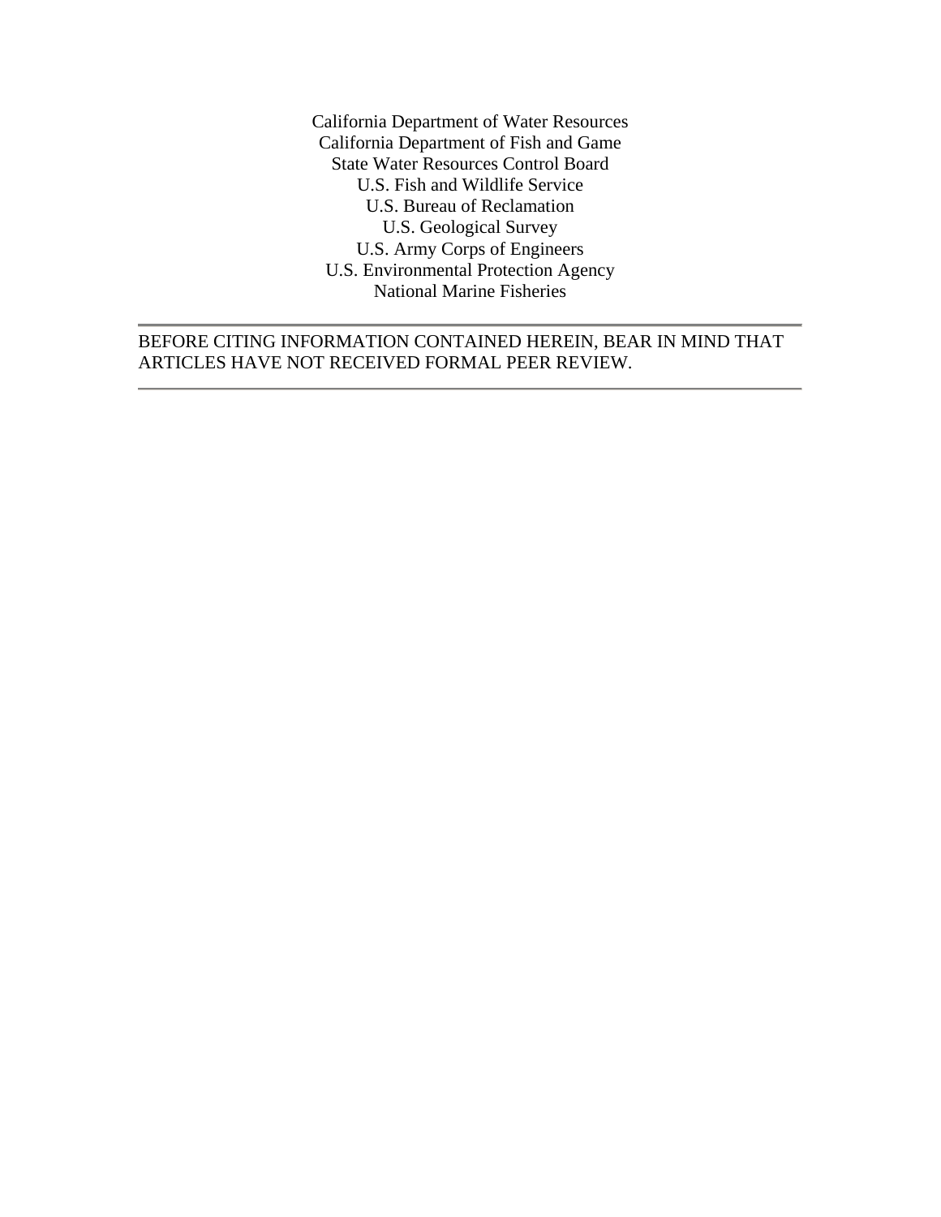California Department of Water Resources
California Department of Fish and Game
State Water Resources Control Board
U.S. Fish and Wildlife Service
U.S. Bureau of Reclamation
U.S. Geological Survey
U.S. Army Corps of Engineers
U.S. Environmental Protection Agency
National Marine Fisheries

---

BEFORE CITING INFORMATION CONTAINED HEREIN, BEAR IN MIND THAT ARTICLES HAVE NOT RECEIVED FORMAL PEER REVIEW.

---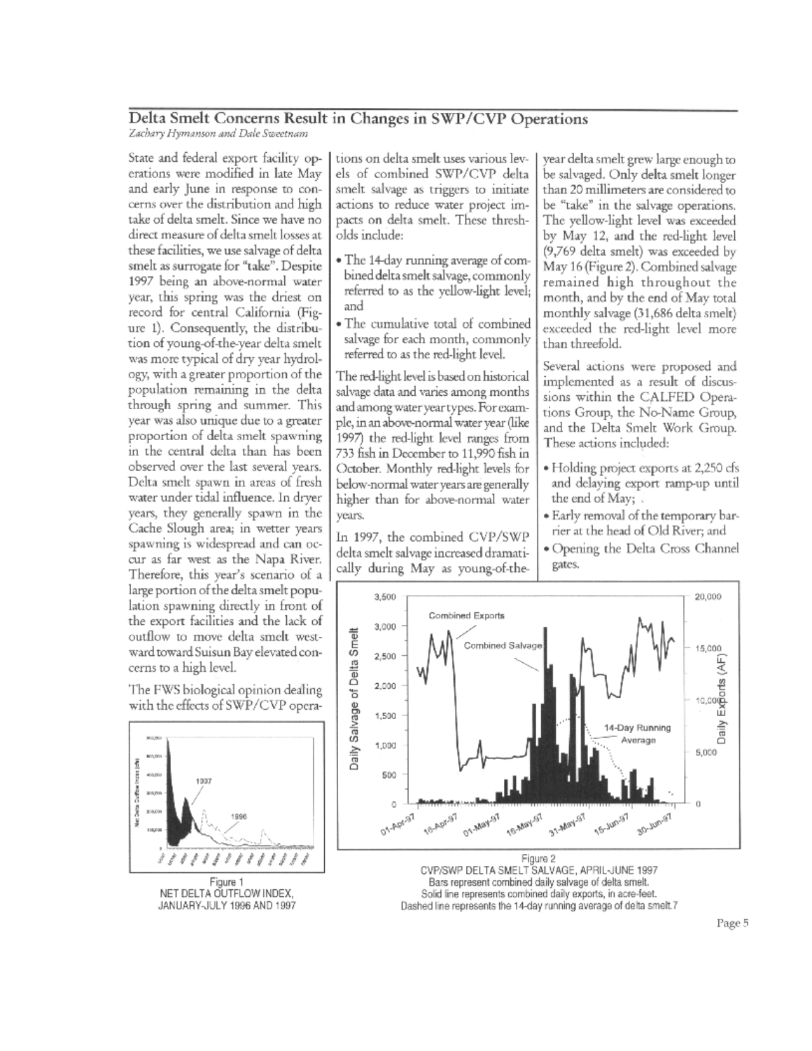## Delta Smelt Concerns Result in Changes in SWP/CVP Operations

*Zachary Hymanson and Dale Sweetnam*

State and federal export facility operations were modified in late May and early June in response to concerns over the distribution and high take of delta smelt. Since we have no direct measure of delta smelt losses at these facilities, we use salvage of delta smelt as surrogate for "take". Despite 1997 being an above-normal water year, this spring was the driest on record for central California (Figure 1). Consequently, the distribution of young-of-the-year delta smelt was more typical of dry year hydrology, with a greater proportion of the population remaining in the delta through spring and summer. This year was also unique due to a greater proportion of delta smelt spawning in the central delta than has been observed over the last several years. Delta smelt spawn in areas of fresh water under tidal influence. In dryer years, they generally spawn in the Cache Slough area; in wetter years spawning is widespread and can occur as far west as the Napa River. Therefore, this year's scenario of a large portion of the delta smelt population spawning directly in front of the export facilities and the lack of outflow to move delta smelt westward toward Suisun Bay elevated concerns to a high level.

The FWS biological opinion dealing with the effects of SWP/CVP operations on delta smelt uses various levels of combined SWP/CVP delta smelt salvage as triggers to initiate actions to reduce water project impacts on delta smelt. These thresholds include:

- The 14-day running average of combined delta smelt salvage, commonly referred to as the yellow-light level; and
- The cumulative total of combined salvage for each month, commonly referred to as the red-light level.

The red-light level is based on historical salvage data and varies among months and among water year types. For example, in an above-normal water year (like 1997) the red-light level ranges from 733 fish in December to 11,990 fish in October. Monthly red-light levels for below-normal water years are generally higher than for above-normal water years.

In 1997, the combined CVP/SWP delta smelt salvage increased dramatically during May as young-of-the-year delta smelt grew large enough to be salvaged. Only delta smelt longer than 20 millimeters are considered to be "take" in the salvage operations. The yellow-light level was exceeded by May 12, and the red-light level (9,769 delta smelt) was exceeded by May 16 (Figure 2). Combined salvage remained high throughout the month, and by the end of May total monthly salvage (31,686 delta smelt) exceeded the red-light level more than threefold.

Several actions were proposed and implemented as a result of discussions within the CALFED Operations Group, the No-Name Group, and the Delta Smelt Work Group. These actions included:

- Holding project exports at 2,250 cfs and delaying export ramp-up until the end of May;
- Early removal of the temporary barrier at the head of Old River; and
- Opening the Delta Cross Channel gates.

Figure 1
NET DELTA OUTFLOW INDEX, JANUARY-JULY 1996 AND 1997

Figure 2
CVP/SWP DELTA SMELT SALVAGE, APRIL-JUNE 1997
Bars represent combined daily salvage of delta smelt.
Solid line represents combined daily exports, in acre-feet.
Dashed line represents the 14-day running average of delta smelt.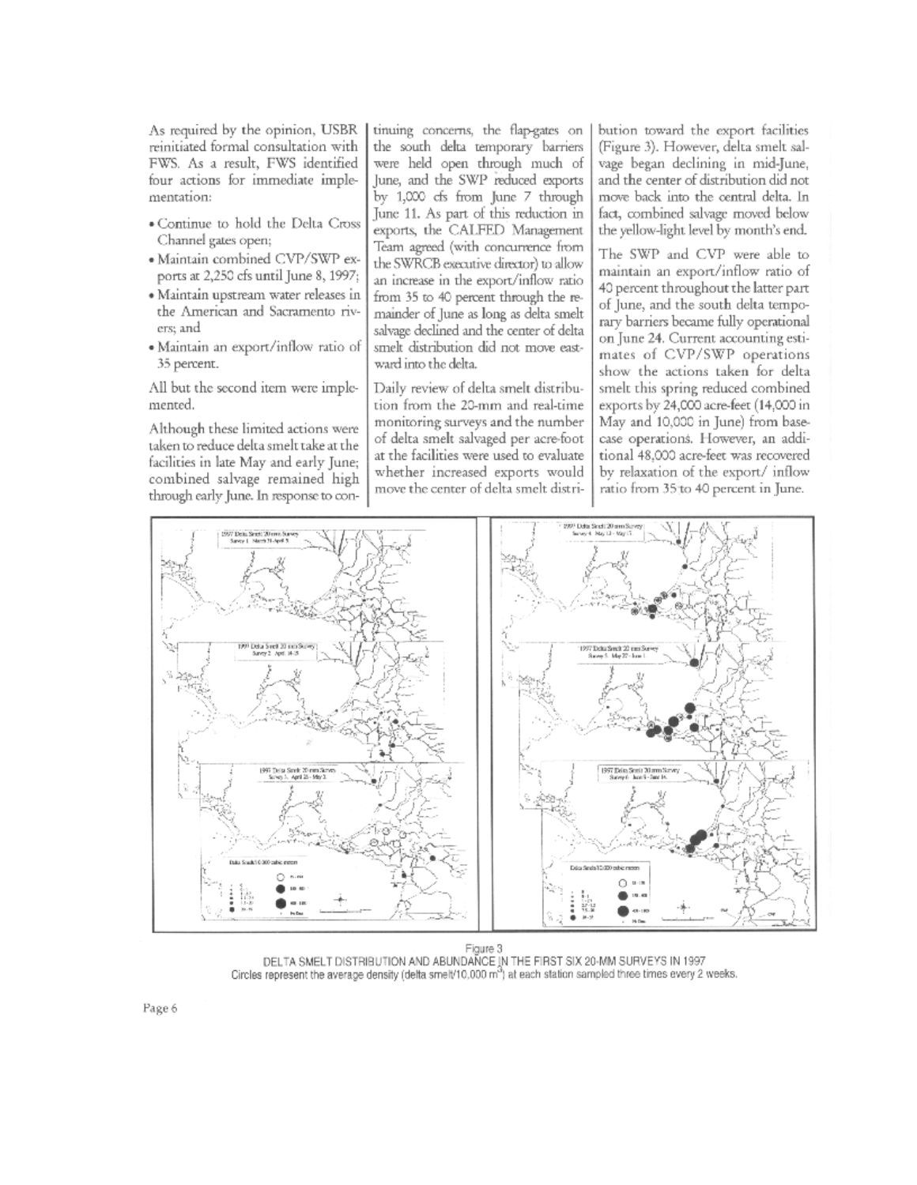As required by the opinion, USBR reinitiated formal consultation with FWS. As a result, FWS identified four actions for immediate implementation:

- Continue to hold the Delta Cross Channel gates open;
- Maintain combined CVP/SWP exports at 2,250 cfs until June 8, 1997;
- Maintain upstream water releases in the American and Sacramento rivers; and
- Maintain an export/inflow ratio of 35 percent.

All but the second item were implemented.

Although these limited actions were taken to reduce delta smelt take at the facilities in late May and early June; combined salvage remained high through early June. In response to continuing concerns, the flap-gates on the south delta temporary barriers were held open through much of June, and the SWP reduced exports by 1,000 cfs from June 7 through June 11. As part of this reduction in exports, the CALFED Management Team agreed (with concurrence from the SWRCB executive director) to allow an increase in the export/inflow ratio from 35 to 40 percent through the remainder of June as long as delta smelt salvage declined and the center of delta smelt distribution did not move eastward into the delta.

Daily review of delta smelt distribution from the 20-mm and real-time monitoring surveys and the number of delta smelt salvaged per acre-foot at the facilities were used to evaluate whether increased exports would move the center of delta smelt distribution toward the export facilities (Figure 3). However, delta smelt salvage began declining in mid-June, and the center of distribution did not move back into the central delta. In fact, combined salvage moved below the yellow-light level by month's end.

The SWP and CVP were able to maintain an export/inflow ratio of 40 percent throughout the latter part of June, and the south delta temporary barriers became fully operational on June 24. Current accounting estimates of CVP/SWP operations show the actions taken for delta smelt this spring reduced combined exports by 24,000 acre-feet (14,000 in May and 10,000 in June) from base-case operations. However, an additional 48,000 acre-feet was recovered by relaxation of the export/ inflow ratio from 35 to 40 percent in June.

1997 Delta Smelt 20 mm Survey
Survey 1 March 31-April 5

1997 Delta Smelt 20 mm Survey
Survey 2 April 14-25

1997 Delta Smelt 20 mm Survey
Survey 3 April 28-May 3

1997 Delta Smelt 20 mm Survey
Survey 4 May 12-May 17

1997 Delta Smelt 20 mm Survey
Survey 5 May 27-June 1

1997 Delta Smelt 20 mm Survey
Survey 6 June 9-June 14

Delta Smelt/10,000 cubic meters

Figure 3
DELTA SMELT DISTRIBUTION AND ABUNDANCE IN THE FIRST SIX 20-MM SURVEYS IN 1997
Circles represent the average density (delta smelt/10,000 m$^3$) at each station sampled three times every 2 weeks.